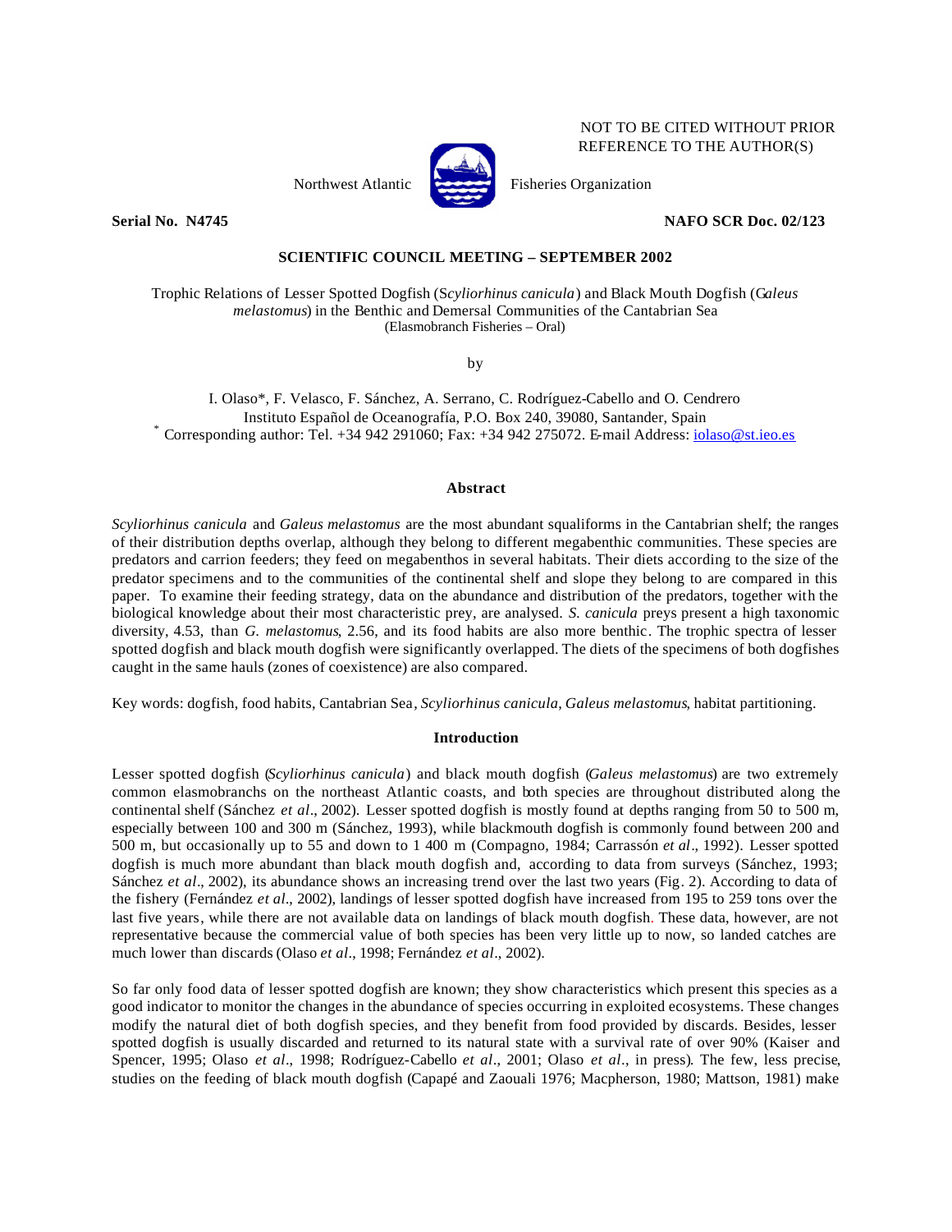NOT TO BE CITED WITHOUT PRIOR REFERENCE TO THE AUTHOR(S)

Northwest Atlantic Fisheries Organization

**Serial No. N4745** **NAFO SCR Doc. 02/123**

**SCIENTIFIC COUNCIL MEETING – SEPTEMBER 2002**

# Trophic Relations of Lesser Spotted Dogfish (*Scyliorhinus canicula*) and Black Mouth Dogfish (*Galeus melastomus*) in the Benthic and Demersal Communities of the Cantabrian Sea

(Elasmobranch Fisheries – Oral)

by

I. Olaso*, F. Velasco, F. Sánchez, A. Serrano, C. Rodríguez-Cabello and O. Cendrero
Instituto Español de Oceanografía, P.O. Box 240, 39080, Santander, Spain
* Corresponding author: Tel. +34 942 291060; Fax: +34 942 275072. E-mail Address: iolaso@st.ieo.es

## Abstract

*Scyliorhinus canicula* and *Galeus melastomus* are the most abundant squaliforms in the Cantabrian shelf; the ranges of their distribution depths overlap, although they belong to different megabenthic communities. These species are predators and carrion feeders; they feed on megabenthos in several habitats. Their diets according to the size of the predator specimens and to the communities of the continental shelf and slope they belong to are compared in this paper. To examine their feeding strategy, data on the abundance and distribution of the predators, together with the biological knowledge about their most characteristic prey, are analysed. *S. canicula* preys present a high taxonomic diversity, 4.53, than *G. melastomus*, 2.56, and its food habits are also more benthic. The trophic spectra of lesser spotted dogfish and black mouth dogfish were significantly overlapped. The diets of the specimens of both dogfishes caught in the same hauls (zones of coexistence) are also compared.

Key words: dogfish, food habits, Cantabrian Sea, *Scyliorhinus canicula*, *Galeus melastomus*, habitat partitioning.

## Introduction

Lesser spotted dogfish (*Scyliorhinus canicula*) and black mouth dogfish (*Galeus melastomus*) are two extremely common elasmobranchs on the northeast Atlantic coasts, and both species are throughout distributed along the continental shelf (Sánchez *et al*., 2002). Lesser spotted dogfish is mostly found at depths ranging from 50 to 500 m, especially between 100 and 300 m (Sánchez, 1993), while blackmouth dogfish is commonly found between 200 and 500 m, but occasionally up to 55 and down to 1 400 m (Compagno, 1984; Carrassón *et al*., 1992). Lesser spotted dogfish is much more abundant than black mouth dogfish and, according to data from surveys (Sánchez, 1993; Sánchez *et al*., 2002), its abundance shows an increasing trend over the last two years (Fig. 2). According to data of the fishery (Fernández *et al*., 2002), landings of lesser spotted dogfish have increased from 195 to 259 tons over the last five years, while there are not available data on landings of black mouth dogfish. These data, however, are not representative because the commercial value of both species has been very little up to now, so landed catches are much lower than discards (Olaso *et al*., 1998; Fernández *et al*., 2002).

So far only food data of lesser spotted dogfish are known; they show characteristics which present this species as a good indicator to monitor the changes in the abundance of species occurring in exploited ecosystems. These changes modify the natural diet of both dogfish species, and they benefit from food provided by discards. Besides, lesser spotted dogfish is usually discarded and returned to its natural state with a survival rate of over 90% (Kaiser and Spencer, 1995; Olaso *et al*., 1998; Rodríguez-Cabello *et al*., 2001; Olaso *et al*., in press). The few, less precise, studies on the feeding of black mouth dogfish (Capapé and Zaouali 1976; Macpherson, 1980; Mattson, 1981) make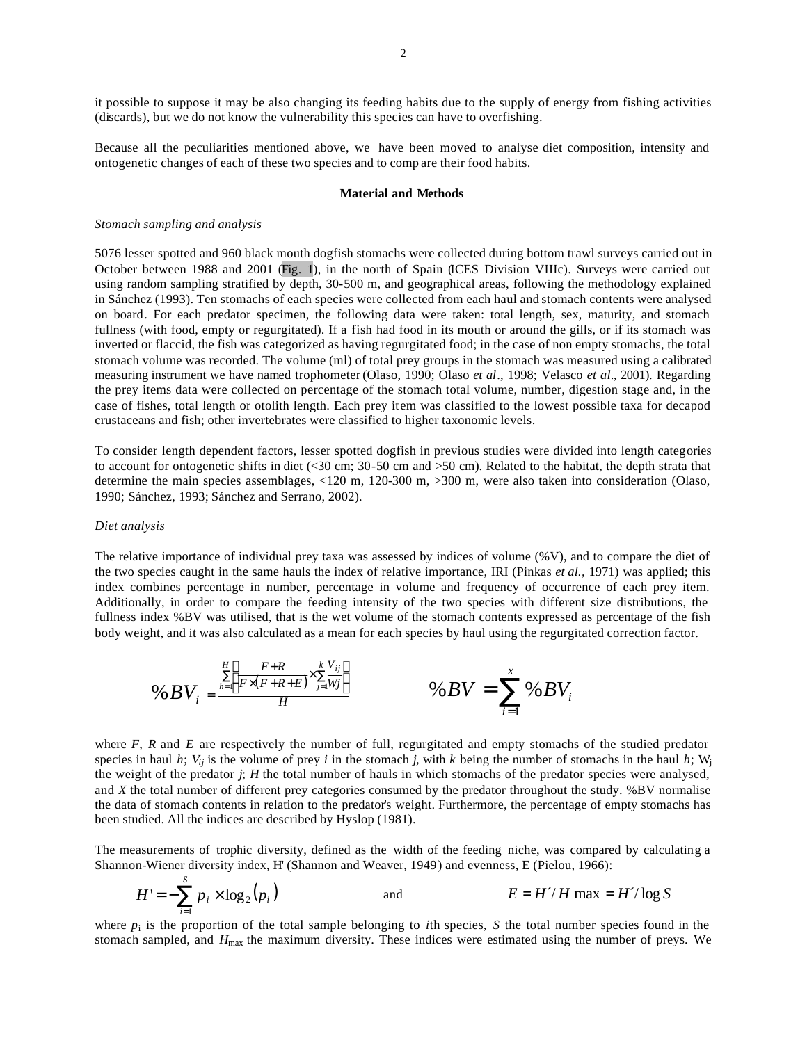it possible to suppose it may be also changing its feeding habits due to the supply of energy from fishing activities (discards), but we do not know the vulnerability this species can have to overfishing.

Because all the peculiarities mentioned above, we have been moved to analyse diet composition, intensity and ontogenetic changes of each of these two species and to compare their food habits.

## Material and Methods

*Stomach sampling and analysis*

5076 lesser spotted and 960 black mouth dogfish stomachs were collected during bottom trawl surveys carried out in October between 1988 and 2001 (Fig. 1), in the north of Spain (ICES Division VIIIc). Surveys were carried out using random sampling stratified by depth, 30-500 m, and geographical areas, following the methodology explained in Sánchez (1993). Ten stomachs of each species were collected from each haul and stomach contents were analysed on board. For each predator specimen, the following data were taken: total length, sex, maturity, and stomach fullness (with food, empty or regurgitated). If a fish had food in its mouth or around the gills, or if its stomach was inverted or flaccid, the fish was categorized as having regurgitated food; in the case of non empty stomachs, the total stomach volume was recorded. The volume (ml) of total prey groups in the stomach was measured using a calibrated measuring instrument we have named trophometer (Olaso, 1990; Olaso *et al*., 1998; Velasco *et al*., 2001). Regarding the prey items data were collected on percentage of the stomach total volume, number, digestion stage and, in the case of fishes, total length or otolith length. Each prey item was classified to the lowest possible taxa for decapod crustaceans and fish; other invertebrates were classified to higher taxonomic levels.

To consider length dependent factors, lesser spotted dogfish in previous studies were divided into length categories to account for ontogenetic shifts in diet (<30 cm; 30-50 cm and >50 cm). Related to the habitat, the depth strata that determine the main species assemblages, <120 m, 120-300 m, >300 m, were also taken into consideration (Olaso, 1990; Sánchez, 1993; Sánchez and Serrano, 2002).

*Diet analysis*

The relative importance of individual prey taxa was assessed by indices of volume (%V), and to compare the diet of the two species caught in the same hauls the index of relative importance, IRI (Pinkas *et al.*, 1971) was applied; this index combines percentage in number, percentage in volume and frequency of occurrence of each prey item. Additionally, in order to compare the feeding intensity of the two species with different size distributions, the fullness index %BV was utilised, that is the wet volume of the stomach contents expressed as percentage of the fish body weight, and it was also calculated as a mean for each species by haul using the regurgitated correction factor.

$$\%BV_i = \frac{\sum_{h=1}^{H}\left(\frac{F+R}{F\times(F+R+E)}\times\sum_{j=1}^{k}\frac{V_{ij}}{Wj}\right)}{H} \qquad\qquad \%BV = \sum_{i=1}^{x}\%BV_i$$

where $F$, $R$ and $E$ are respectively the number of full, regurgitated and empty stomachs of the studied predator species in haul $h$; $V_{ij}$ is the volume of prey $i$ in the stomach $j$, with $k$ being the number of stomachs in the haul $h$; $W_j$ the weight of the predator $j$; $H$ the total number of hauls in which stomachs of the predator species were analysed, and $X$ the total number of different prey categories consumed by the predator throughout the study. %BV normalise the data of stomach contents in relation to the predator's weight. Furthermore, the percentage of empty stomachs has been studied. All the indices are described by Hyslop (1981).

The measurements of trophic diversity, defined as the width of the feeding niche, was compared by calculating a Shannon-Wiener diversity index, H' (Shannon and Weaver, 1949) and evenness, E (Pielou, 1966):

$$H' = -\sum_{i=1}^{S} p_i \times \log_2(p_i) \qquad \text{and} \qquad E = H'/H\max = H'/\log S$$

where $p_i$ is the proportion of the total sample belonging to $i$th species, $S$ the total number species found in the stomach sampled, and $H_{max}$ the maximum diversity. These indices were estimated using the number of preys. We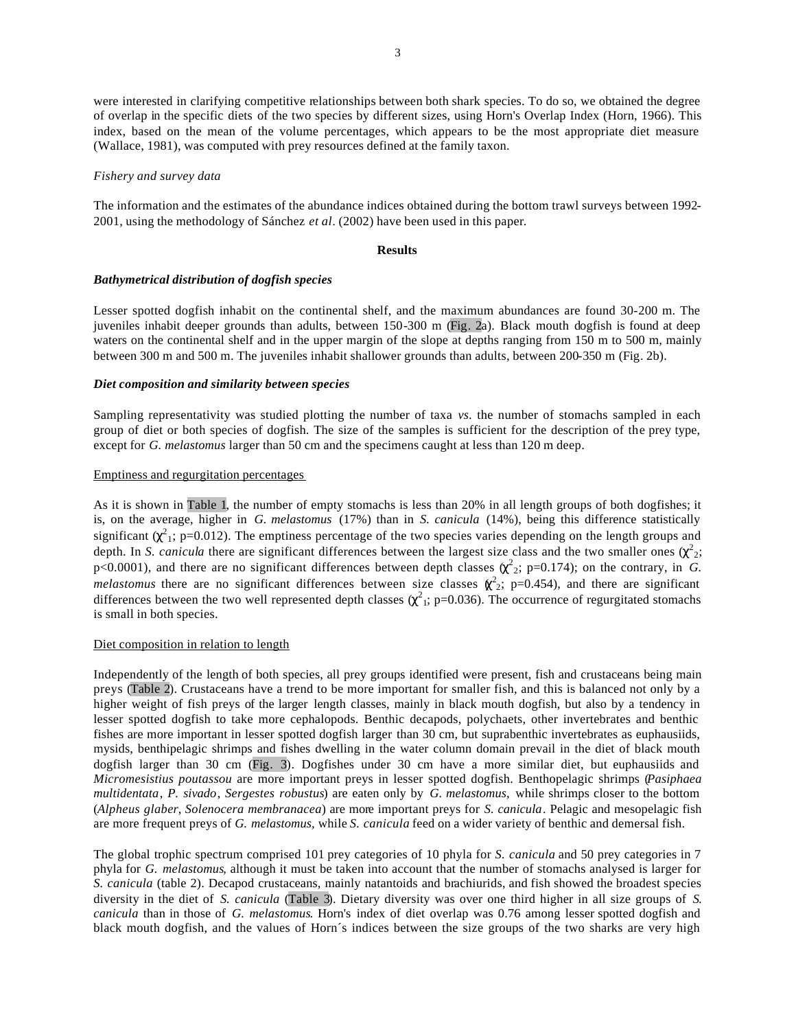were interested in clarifying competitive relationships between both shark species. To do so, we obtained the degree of overlap in the specific diets of the two species by different sizes, using Horn's Overlap Index (Horn, 1966). This index, based on the mean of the volume percentages, which appears to be the most appropriate diet measure (Wallace, 1981), was computed with prey resources defined at the family taxon.

*Fishery and survey data*

The information and the estimates of the abundance indices obtained during the bottom trawl surveys between 1992-2001, using the methodology of Sánchez *et al*. (2002) have been used in this paper.

## Results

### *Bathymetrical distribution of dogfish species*

Lesser spotted dogfish inhabit on the continental shelf, and the maximum abundances are found 30-200 m. The juveniles inhabit deeper grounds than adults, between 150-300 m (Fig. 2a). Black mouth dogfish is found at deep waters on the continental shelf and in the upper margin of the slope at depths ranging from 150 m to 500 m, mainly between 300 m and 500 m. The juveniles inhabit shallower grounds than adults, between 200-350 m (Fig. 2b).

### *Diet composition and similarity between species*

Sampling representativity was studied plotting the number of taxa *vs*. the number of stomachs sampled in each group of diet or both species of dogfish. The size of the samples is sufficient for the description of the prey type, except for *G. melastomus* larger than 50 cm and the specimens caught at less than 120 m deep.

Emptiness and regurgitation percentages

As it is shown in Table 1, the number of empty stomachs is less than 20% in all length groups of both dogfishes; it is, on the average, higher in *G. melastomus* (17%) than in *S. canicula* (14%), being this difference statistically significant ($\chi^2_1$; p=0.012). The emptiness percentage of the two species varies depending on the length groups and depth. In *S. canicula* there are significant differences between the largest size class and the two smaller ones ($\chi^2_2$; p<0.0001), and there are no significant differences between depth classes ($\chi^2_2$; p=0.174); on the contrary, in *G. melastomus* there are no significant differences between size classes ($\chi^2_2$; p=0.454), and there are significant differences between the two well represented depth classes ($\chi^2_1$; p=0.036). The occurrence of regurgitated stomachs is small in both species.

Diet composition in relation to length

Independently of the length of both species, all prey groups identified were present, fish and crustaceans being main preys (Table 2). Crustaceans have a trend to be more important for smaller fish, and this is balanced not only by a higher weight of fish preys of the larger length classes, mainly in black mouth dogfish, but also by a tendency in lesser spotted dogfish to take more cephalopods. Benthic decapods, polychaets, other invertebrates and benthic fishes are more important in lesser spotted dogfish larger than 30 cm, but suprabenthic invertebrates as euphausiids, mysids, benthipelagic shrimps and fishes dwelling in the water column domain prevail in the diet of black mouth dogfish larger than 30 cm (Fig. 3). Dogfishes under 30 cm have a more similar diet, but euphausiids and *Micromesistius poutassou* are more important preys in lesser spotted dogfish. Benthopelagic shrimps (*Pasiphaea multidentata*, *P. sivado*, *Sergestes robustus*) are eaten only by *G. melastomus*, while shrimps closer to the bottom (*Alpheus glaber*, *Solenocera membranacea*) are more important preys for *S. canicula*. Pelagic and mesopelagic fish are more frequent preys of *G. melastomus*, while *S. canicula* feed on a wider variety of benthic and demersal fish.

The global trophic spectrum comprised 101 prey categories of 10 phyla for *S. canicula* and 50 prey categories in 7 phyla for *G. melastomus*, although it must be taken into account that the number of stomachs analysed is larger for *S. canicula* (table 2). Decapod crustaceans, mainly natantoids and brachiurids, and fish showed the broadest species diversity in the diet of *S. canicula* (Table 3). Dietary diversity was over one third higher in all size groups of *S. canicula* than in those of *G. melastomus*. Horn's index of diet overlap was 0.76 among lesser spotted dogfish and black mouth dogfish, and the values of Horn´s indices between the size groups of the two sharks are very high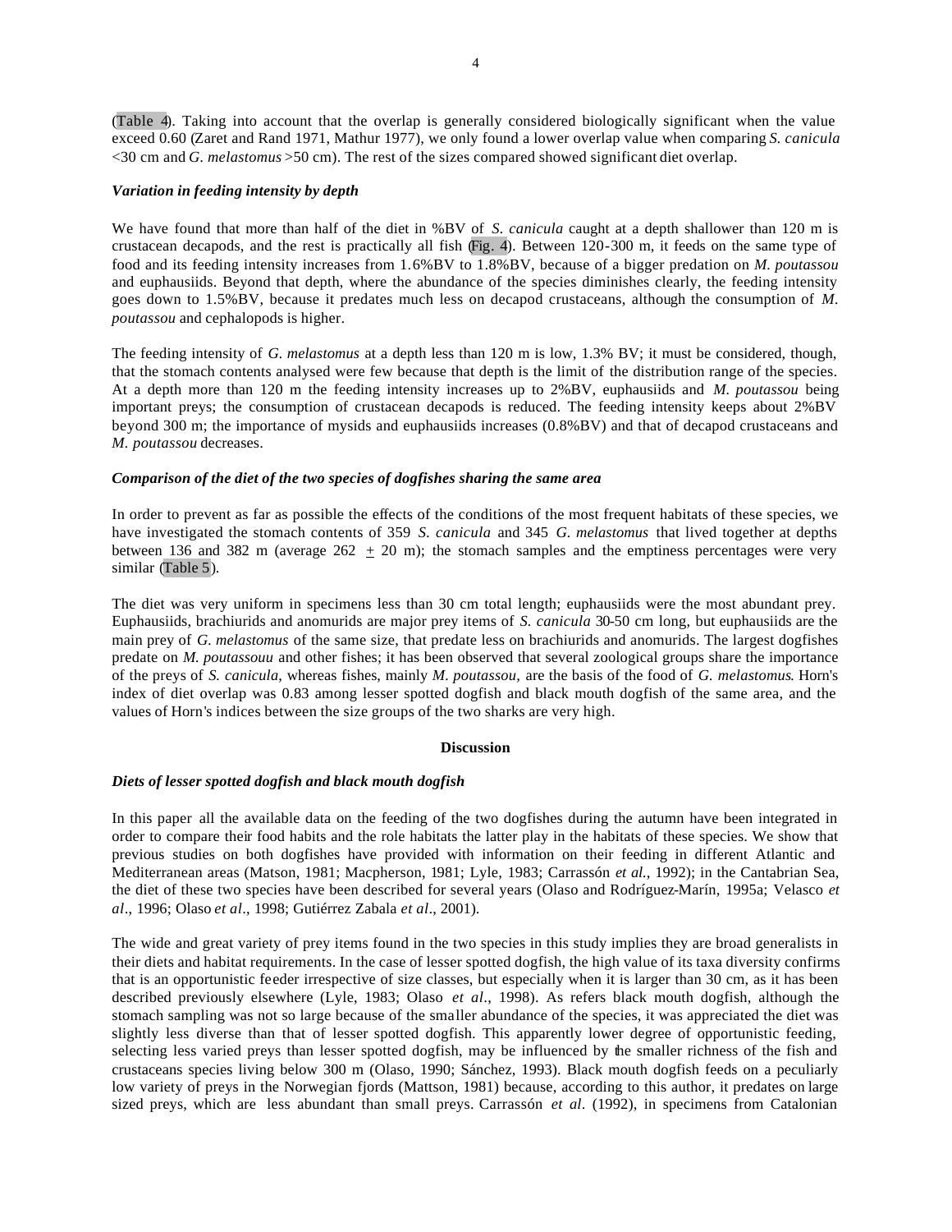(Table 4). Taking into account that the overlap is generally considered biologically significant when the value exceed 0.60 (Zaret and Rand 1971, Mathur 1977), we only found a lower overlap value when comparing *S. canicula* <30 cm and *G. melastomus* >50 cm). The rest of the sizes compared showed significant diet overlap.

### *Variation in feeding intensity by depth*

We have found that more than half of the diet in %BV of *S. canicula* caught at a depth shallower than 120 m is crustacean decapods, and the rest is practically all fish (Fig. 4). Between 120-300 m, it feeds on the same type of food and its feeding intensity increases from 1.6%BV to 1.8%BV, because of a bigger predation on *M. poutassou* and euphausiids. Beyond that depth, where the abundance of the species diminishes clearly, the feeding intensity goes down to 1.5%BV, because it predates much less on decapod crustaceans, although the consumption of *M. poutassou* and cephalopods is higher.

The feeding intensity of *G. melastomus* at a depth less than 120 m is low, 1.3% BV; it must be considered, though, that the stomach contents analysed were few because that depth is the limit of the distribution range of the species. At a depth more than 120 m the feeding intensity increases up to 2%BV, euphausiids and *M. poutassou* being important preys; the consumption of crustacean decapods is reduced. The feeding intensity keeps about 2%BV beyond 300 m; the importance of mysids and euphausiids increases (0.8%BV) and that of decapod crustaceans and *M. poutassou* decreases.

### *Comparison of the diet of the two species of dogfishes sharing the same area*

In order to prevent as far as possible the effects of the conditions of the most frequent habitats of these species, we have investigated the stomach contents of 359 *S. canicula* and 345 *G. melastomus* that lived together at depths between 136 and 382 m (average 262 $\pm$ 20 m); the stomach samples and the emptiness percentages were very similar (Table 5).

The diet was very uniform in specimens less than 30 cm total length; euphausiids were the most abundant prey. Euphausiids, brachiurids and anomurids are major prey items of *S. canicula* 30-50 cm long, but euphausiids are the main prey of *G. melastomus* of the same size, that predate less on brachiurids and anomurids. The largest dogfishes predate on *M. poutassouu* and other fishes; it has been observed that several zoological groups share the importance of the preys of *S. canicula*, whereas fishes, mainly *M. poutassou*, are the basis of the food of *G. melastomus*. Horn's index of diet overlap was 0.83 among lesser spotted dogfish and black mouth dogfish of the same area, and the values of Horn's indices between the size groups of the two sharks are very high.

## Discussion

### *Diets of lesser spotted dogfish and black mouth dogfish*

In this paper all the available data on the feeding of the two dogfishes during the autumn have been integrated in order to compare their food habits and the role habitats the latter play in the habitats of these species. We show that previous studies on both dogfishes have provided with information on their feeding in different Atlantic and Mediterranean areas (Matson, 1981; Macpherson, 1981; Lyle, 1983; Carrassón *et al.*, 1992); in the Cantabrian Sea, the diet of these two species have been described for several years (Olaso and Rodríguez-Marín, 1995a; Velasco *et al*., 1996; Olaso *et al*., 1998; Gutiérrez Zabala *et al*., 2001).

The wide and great variety of prey items found in the two species in this study implies they are broad generalists in their diets and habitat requirements. In the case of lesser spotted dogfish, the high value of its taxa diversity confirms that is an opportunistic feeder irrespective of size classes, but especially when it is larger than 30 cm, as it has been described previously elsewhere (Lyle, 1983; Olaso *et al*., 1998). As refers black mouth dogfish, although the stomach sampling was not so large because of the smaller abundance of the species, it was appreciated the diet was slightly less diverse than that of lesser spotted dogfish. This apparently lower degree of opportunistic feeding, selecting less varied preys than lesser spotted dogfish, may be influenced by the smaller richness of the fish and crustaceans species living below 300 m (Olaso, 1990; Sánchez, 1993). Black mouth dogfish feeds on a peculiarly low variety of preys in the Norwegian fjords (Mattson, 1981) because, according to this author, it predates on large sized preys, which are less abundant than small preys. Carrassón *et al*. (1992), in specimens from Catalonian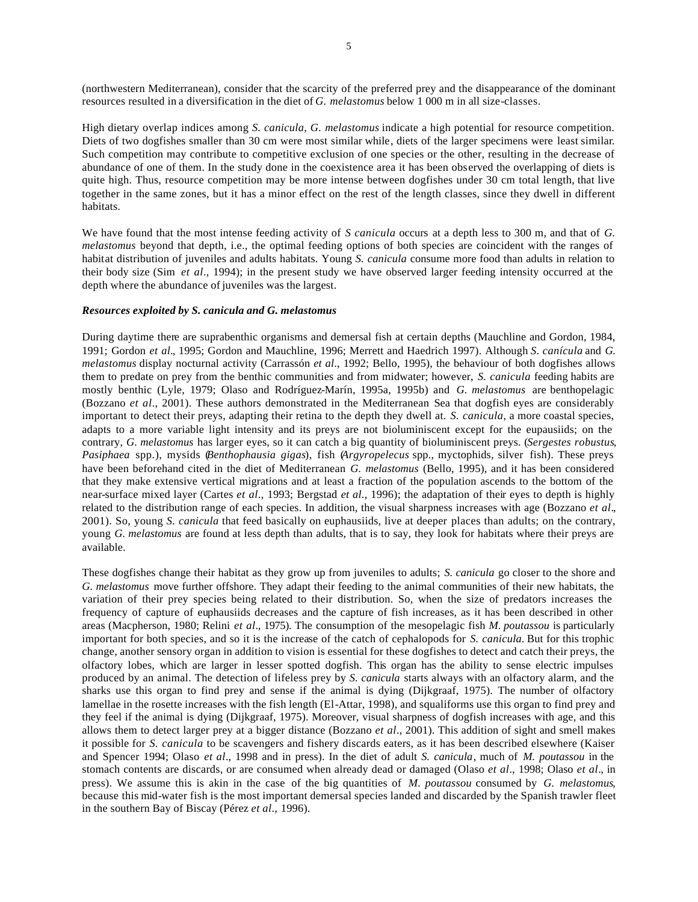(northwestern Mediterranean), consider that the scarcity of the preferred prey and the disappearance of the dominant resources resulted in a diversification in the diet of *G. melastomus* below 1 000 m in all size-classes.

High dietary overlap indices among *S. canicula, G. melastomus* indicate a high potential for resource competition. Diets of two dogfishes smaller than 30 cm were most similar while, diets of the larger specimens were least similar. Such competition may contribute to competitive exclusion of one species or the other, resulting in the decrease of abundance of one of them. In the study done in the coexistence area it has been observed the overlapping of diets is quite high. Thus, resource competition may be more intense between dogfishes under 30 cm total length, that live together in the same zones, but it has a minor effect on the rest of the length classes, since they dwell in different habitats.

We have found that the most intense feeding activity of *S canicula* occurs at a depth less to 300 m, and that of *G. melastomus* beyond that depth, i.e., the optimal feeding options of both species are coincident with the ranges of habitat distribution of juveniles and adults habitats. Young *S. canicula* consume more food than adults in relation to their body size (Sim *et al*., 1994); in the present study we have observed larger feeding intensity occurred at the depth where the abundance of juveniles was the largest.

***Resources exploited by S. canicula and G. melastomus***

During daytime there are suprabenthic organisms and demersal fish at certain depths (Mauchline and Gordon, 1984, 1991; Gordon *et al*., 1995; Gordon and Mauchline, 1996; Merrett and Haedrich 1997). Although *S. canícula* and *G. melastomus* display nocturnal activity (Carrassón *et al*., 1992; Bello, 1995), the behaviour of both dogfishes allows them to predate on prey from the benthic communities and from midwater; however, *S. canicula* feeding habits are mostly benthic (Lyle, 1979; Olaso and Rodríguez-Marín, 1995a, 1995b) and *G. melastomus* are benthopelagic (Bozzano *et al*., 2001). These authors demonstrated in the Mediterranean Sea that dogfish eyes are considerably important to detect their preys, adapting their retina to the depth they dwell at. *S. canicula*, a more coastal species, adapts to a more variable light intensity and its preys are not bioluminiscent except for the eupausiids; on the contrary, *G. melastomus* has larger eyes, so it can catch a big quantity of bioluminiscent preys. (*Sergestes robustus*, *Pasiphaea* spp.), mysids (*Benthophausia gigas*), fish (*Argyropelecus* spp., myctophids, silver fish). These preys have been beforehand cited in the diet of Mediterranean *G. melastomus* (Bello, 1995), and it has been considered that they make extensive vertical migrations and at least a fraction of the population ascends to the bottom of the near-surface mixed layer (Cartes *et al*., 1993; Bergstad *et al.*, 1996); the adaptation of their eyes to depth is highly related to the distribution range of each species. In addition, the visual sharpness increases with age (Bozzano *et al*., 2001). So, young *S. canicula* that feed basically on euphausiids, live at deeper places than adults; on the contrary, young *G. melastomus* are found at less depth than adults, that is to say, they look for habitats where their preys are available.

These dogfishes change their habitat as they grow up from juveniles to adults; *S. canicula* go closer to the shore and *G. melastomus* move further offshore. They adapt their feeding to the animal communities of their new habitats, the variation of their prey species being related to their distribution. So, when the size of predators increases the frequency of capture of euphausiids decreases and the capture of fish increases, as it has been described in other areas (Macpherson, 1980; Relini *et al*., 1975). The consumption of the mesopelagic fish *M. poutassou* is particularly important for both species, and so it is the increase of the catch of cephalopods for *S. canicula*. But for this trophic change, another sensory organ in addition to vision is essential for these dogfishes to detect and catch their preys, the olfactory lobes, which are larger in lesser spotted dogfish. This organ has the ability to sense electric impulses produced by an animal. The detection of lifeless prey by *S. canicula* starts always with an olfactory alarm, and the sharks use this organ to find prey and sense if the animal is dying (Dijkgraaf, 1975). The number of olfactory lamellae in the rosette increases with the fish length (El-Attar, 1998), and squaliforms use this organ to find prey and they feel if the animal is dying (Dijkgraaf, 1975). Moreover, visual sharpness of dogfish increases with age, and this allows them to detect larger prey at a bigger distance (Bozzano *et al*., 2001). This addition of sight and smell makes it possible for *S. canicula* to be scavengers and fishery discards eaters, as it has been described elsewhere (Kaiser and Spencer 1994; Olaso *et al*., 1998 and in press). In the diet of adult *S. canicula*, much of *M. poutassou* in the stomach contents are discards, or are consumed when already dead or damaged (Olaso *et al*., 1998; Olaso *et al*., in press). We assume this is akin in the case of the big quantities of *M. poutassou* consumed by *G. melastomus*, because this mid-water fish is the most important demersal species landed and discarded by the Spanish trawler fleet in the southern Bay of Biscay (Pérez *et al*., 1996).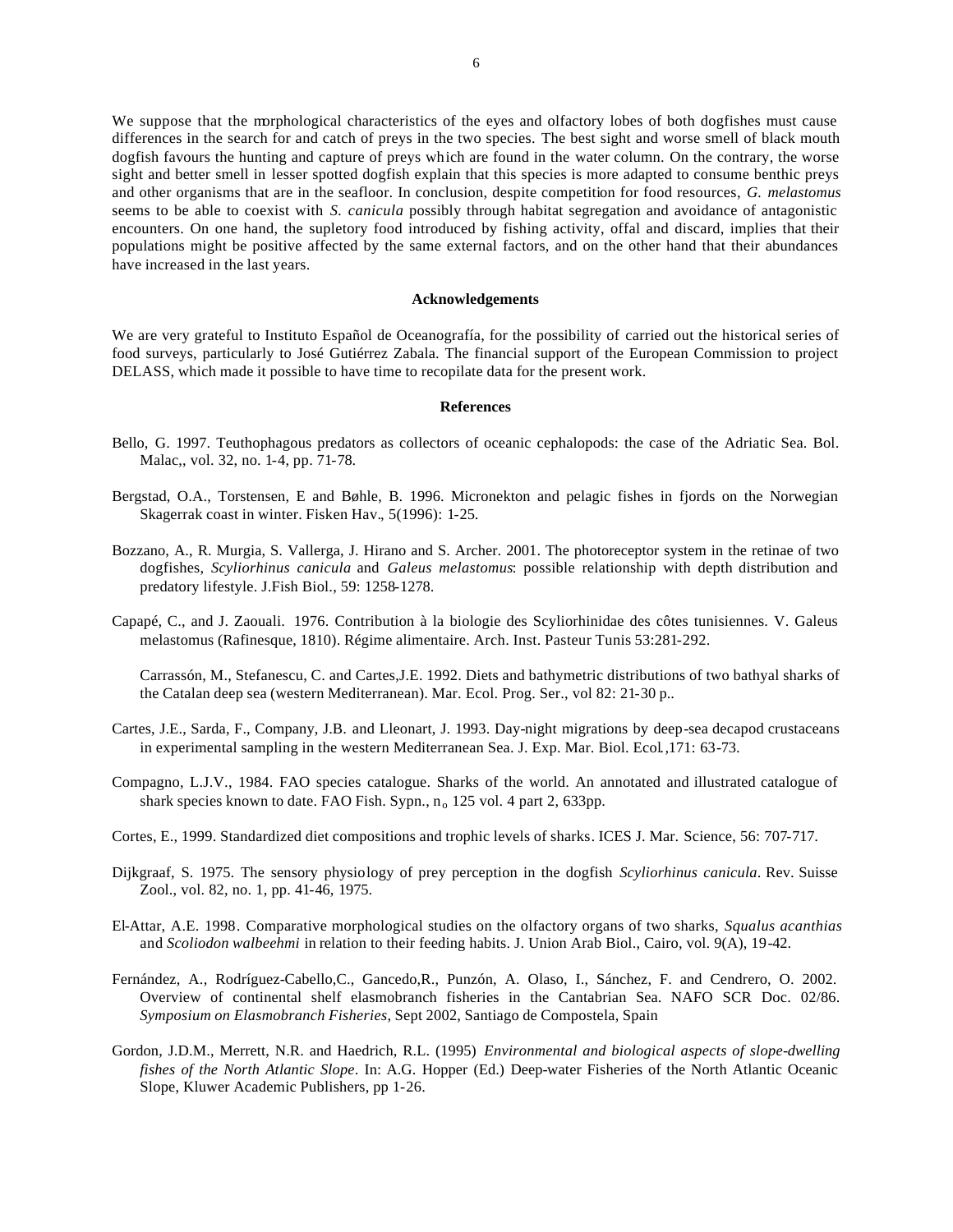We suppose that the morphological characteristics of the eyes and olfactory lobes of both dogfishes must cause differences in the search for and catch of preys in the two species. The best sight and worse smell of black mouth dogfish favours the hunting and capture of preys which are found in the water column. On the contrary, the worse sight and better smell in lesser spotted dogfish explain that this species is more adapted to consume benthic preys and other organisms that are in the seafloor. In conclusion, despite competition for food resources, *G. melastomus* seems to be able to coexist with *S. canicula* possibly through habitat segregation and avoidance of antagonistic encounters. On one hand, the supletory food introduced by fishing activity, offal and discard, implies that their populations might be positive affected by the same external factors, and on the other hand that their abundances have increased in the last years.

## Acknowledgements

We are very grateful to Instituto Español de Oceanografía, for the possibility of carried out the historical series of food surveys, particularly to José Gutiérrez Zabala. The financial support of the European Commission to project DELASS, which made it possible to have time to recopilate data for the present work.

## References

Bello, G. 1997. Teuthophagous predators as collectors of oceanic cephalopods: the case of the Adriatic Sea. Bol. Malac,, vol. 32, no. 1-4, pp. 71-78.

Bergstad, O.A., Torstensen, E and Bøhle, B. 1996. Micronekton and pelagic fishes in fjords on the Norwegian Skagerrak coast in winter. Fisken Hav., 5(1996): 1-25.

Bozzano, A., R. Murgia, S. Vallerga, J. Hirano and S. Archer. 2001. The photoreceptor system in the retinae of two dogfishes, *Scyliorhinus canicula* and *Galeus melastomus*: possible relationship with depth distribution and predatory lifestyle. J.Fish Biol., 59: 1258-1278.

Capapé, C., and J. Zaouali. 1976. Contribution à la biologie des Scyliorhinidae des côtes tunisiennes. V. Galeus melastomus (Rafinesque, 1810). Régime alimentaire. Arch. Inst. Pasteur Tunis 53:281-292.

Carrassón, M., Stefanescu, C. and Cartes,J.E. 1992. Diets and bathymetric distributions of two bathyal sharks of the Catalan deep sea (western Mediterranean). Mar. Ecol. Prog. Ser., vol 82: 21-30 p..

Cartes, J.E., Sarda, F., Company, J.B. and Lleonart, J. 1993. Day-night migrations by deep-sea decapod crustaceans in experimental sampling in the western Mediterranean Sea. J. Exp. Mar. Biol. Ecol.,171: 63-73.

Compagno, L.J.V., 1984. FAO species catalogue. Sharks of the world. An annotated and illustrated catalogue of shark species known to date. FAO Fish. Sypn., $n_o$ 125 vol. 4 part 2, 633pp.

Cortes, E., 1999. Standardized diet compositions and trophic levels of sharks. ICES J. Mar. Science, 56: 707-717.

Dijkgraaf, S. 1975. The sensory physiology of prey perception in the dogfish *Scyliorhinus canicula*. Rev. Suisse Zool., vol. 82, no. 1, pp. 41-46, 1975.

El-Attar, A.E. 1998. Comparative morphological studies on the olfactory organs of two sharks, *Squalus acanthias* and *Scoliodon walbeehmi* in relation to their feeding habits. J. Union Arab Biol., Cairo, vol. 9(A), 19-42.

Fernández, A., Rodríguez-Cabello,C., Gancedo,R., Punzón, A. Olaso, I., Sánchez, F. and Cendrero, O. 2002. Overview of continental shelf elasmobranch fisheries in the Cantabrian Sea. NAFO SCR Doc. 02/86. *Symposium on Elasmobranch Fisheries*, Sept 2002, Santiago de Compostela, Spain

Gordon, J.D.M., Merrett, N.R. and Haedrich, R.L. (1995) *Environmental and biological aspects of slope-dwelling fishes of the North Atlantic Slope*. In: A.G. Hopper (Ed.) Deep-water Fisheries of the North Atlantic Oceanic Slope, Kluwer Academic Publishers, pp 1-26.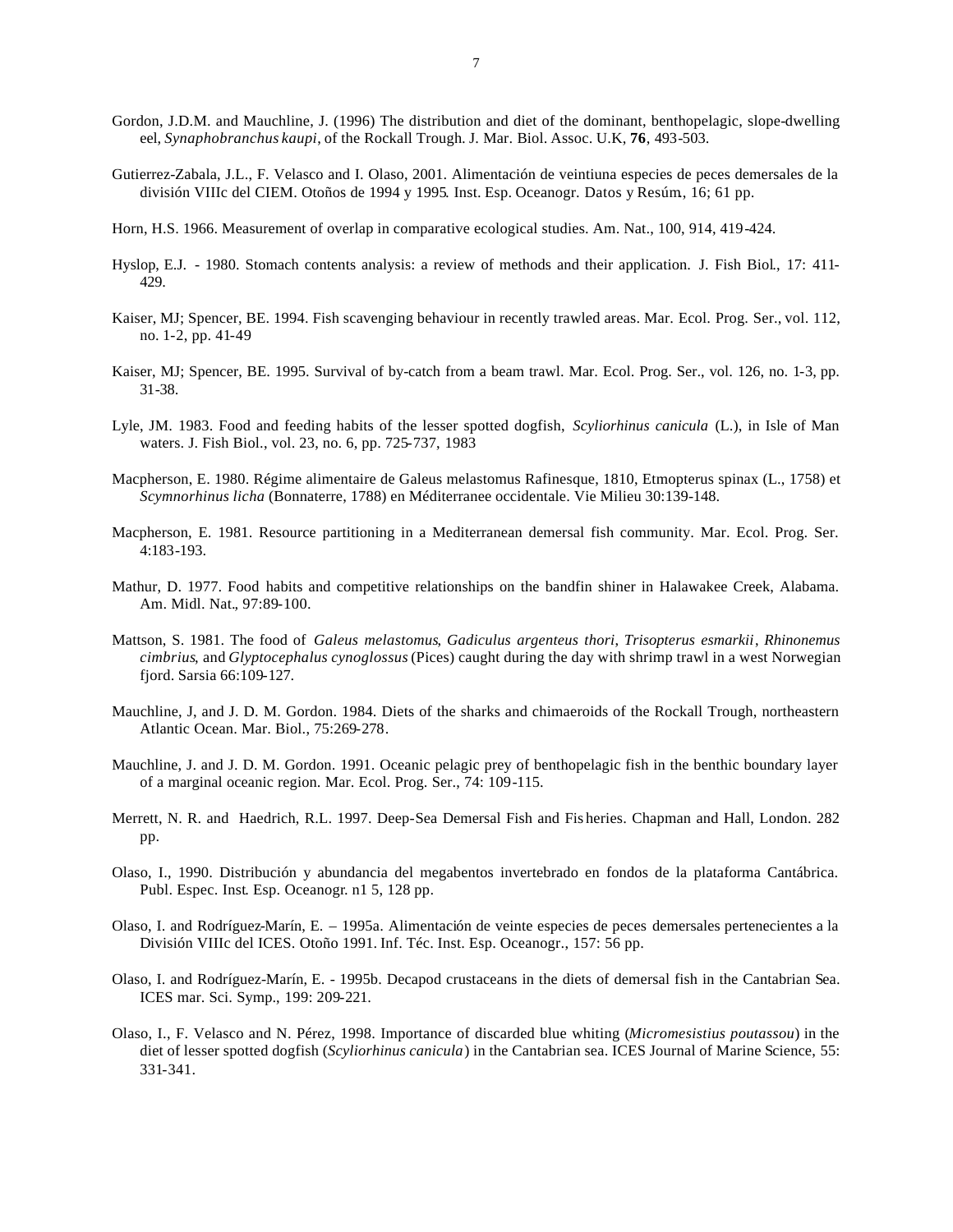Gordon, J.D.M. and Mauchline, J. (1996) The distribution and diet of the dominant, benthopelagic, slope-dwelling eel, *Synaphobranchus kaupi*, of the Rockall Trough. J. Mar. Biol. Assoc. U.K, **76**, 493-503.

Gutierrez-Zabala, J.L., F. Velasco and I. Olaso, 2001. Alimentación de veintiuna especies de peces demersales de la división VIIIc del CIEM. Otoños de 1994 y 1995. Inst. Esp. Oceanogr. Datos y Resúm, 16; 61 pp.

Horn, H.S. 1966. Measurement of overlap in comparative ecological studies. Am. Nat., 100, 914, 419-424.

Hyslop, E.J. - 1980. Stomach contents analysis: a review of methods and their application. J. Fish Biol., 17: 411-429.

Kaiser, MJ; Spencer, BE. 1994. Fish scavenging behaviour in recently trawled areas. Mar. Ecol. Prog. Ser., vol. 112, no. 1-2, pp. 41-49

Kaiser, MJ; Spencer, BE. 1995. Survival of by-catch from a beam trawl. Mar. Ecol. Prog. Ser., vol. 126, no. 1-3, pp. 31-38.

Lyle, JM. 1983. Food and feeding habits of the lesser spotted dogfish, *Scyliorhinus canicula* (L.), in Isle of Man waters. J. Fish Biol., vol. 23, no. 6, pp. 725-737, 1983

Macpherson, E. 1980. Régime alimentaire de Galeus melastomus Rafinesque, 1810, Etmopterus spinax (L., 1758) et *Scymnorhinus licha* (Bonnaterre, 1788) en Méditerranee occidentale. Vie Milieu 30:139-148.

Macpherson, E. 1981. Resource partitioning in a Mediterranean demersal fish community. Mar. Ecol. Prog. Ser. 4:183-193.

Mathur, D. 1977. Food habits and competitive relationships on the bandfin shiner in Halawakee Creek, Alabama. Am. Midl. Nat., 97:89-100.

Mattson, S. 1981. The food of *Galeus melastomus*, *Gadiculus argenteus thori*, *Trisopterus esmarkii*, *Rhinonemus cimbrius*, and *Glyptocephalus cynoglossus* (Pices) caught during the day with shrimp trawl in a west Norwegian fjord. Sarsia 66:109-127.

Mauchline, J, and J. D. M. Gordon. 1984. Diets of the sharks and chimaeroids of the Rockall Trough, northeastern Atlantic Ocean. Mar. Biol., 75:269-278.

Mauchline, J. and J. D. M. Gordon. 1991. Oceanic pelagic prey of benthopelagic fish in the benthic boundary layer of a marginal oceanic region. Mar. Ecol. Prog. Ser., 74: 109-115.

Merrett, N. R. and Haedrich, R.L. 1997. Deep-Sea Demersal Fish and Fisheries. Chapman and Hall, London. 282 pp.

Olaso, I., 1990. Distribución y abundancia del megabentos invertebrado en fondos de la plataforma Cantábrica. Publ. Espec. Inst. Esp. Oceanogr. n1 5, 128 pp.

Olaso, I. and Rodríguez-Marín, E. – 1995a. Alimentación de veinte especies de peces demersales pertenecientes a la División VIIIc del ICES. Otoño 1991. Inf. Téc. Inst. Esp. Oceanogr., 157: 56 pp.

Olaso, I. and Rodríguez-Marín, E. - 1995b. Decapod crustaceans in the diets of demersal fish in the Cantabrian Sea. ICES mar. Sci. Symp., 199: 209-221.

Olaso, I., F. Velasco and N. Pérez, 1998. Importance of discarded blue whiting (*Micromesistius poutassou*) in the diet of lesser spotted dogfish (*Scyliorhinus canicula*) in the Cantabrian sea. ICES Journal of Marine Science, 55: 331-341.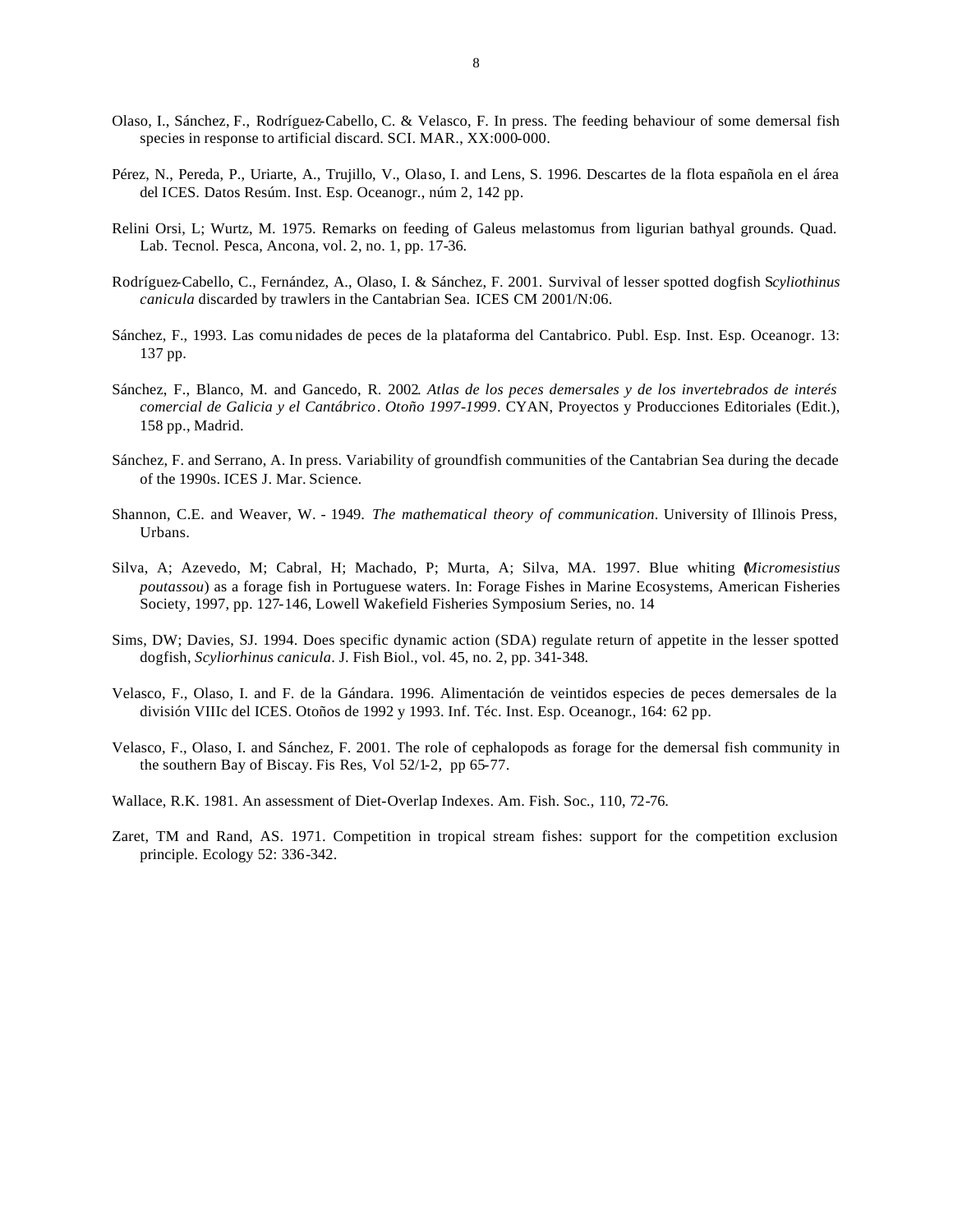Olaso, I., Sánchez, F., Rodríguez-Cabello, C. & Velasco, F. In press. The feeding behaviour of some demersal fish species in response to artificial discard. SCI. MAR., XX:000-000.

Pérez, N., Pereda, P., Uriarte, A., Trujillo, V., Olaso, I. and Lens, S. 1996. Descartes de la flota española en el área del ICES. Datos Resúm. Inst. Esp. Oceanogr., núm 2, 142 pp.

Relini Orsi, L; Wurtz, M. 1975. Remarks on feeding of Galeus melastomus from ligurian bathyal grounds. Quad. Lab. Tecnol. Pesca, Ancona, vol. 2, no. 1, pp. 17-36.

Rodríguez-Cabello, C., Fernández, A., Olaso, I. & Sánchez, F. 2001. Survival of lesser spotted dogfish S*cyliothinus canicula* discarded by trawlers in the Cantabrian Sea. ICES CM 2001/N:06.

Sánchez, F., 1993. Las comunidades de peces de la plataforma del Cantabrico. Publ. Esp. Inst. Esp. Oceanogr. 13: 137 pp.

Sánchez, F., Blanco, M. and Gancedo, R. 2002. *Atlas de los peces demersales y de los invertebrados de interés comercial de Galicia y el Cantábrico. Otoño 1997-1999*. CYAN, Proyectos y Producciones Editoriales (Edit.), 158 pp., Madrid.

Sánchez, F. and Serrano, A. In press. Variability of groundfish communities of the Cantabrian Sea during the decade of the 1990s. ICES J. Mar. Science.

Shannon, C.E. and Weaver, W. - 1949. *The mathematical theory of communication*. University of Illinois Press, Urbans.

Silva, A; Azevedo, M; Cabral, H; Machado, P; Murta, A; Silva, MA. 1997. Blue whiting (*Micromesistius poutassou*) as a forage fish in Portuguese waters. In: Forage Fishes in Marine Ecosystems, American Fisheries Society, 1997, pp. 127-146, Lowell Wakefield Fisheries Symposium Series, no. 14

Sims, DW; Davies, SJ. 1994. Does specific dynamic action (SDA) regulate return of appetite in the lesser spotted dogfish, *Scyliorhinus canicula*. J. Fish Biol., vol. 45, no. 2, pp. 341-348.

Velasco, F., Olaso, I. and F. de la Gándara. 1996. Alimentación de veintidos especies de peces demersales de la división VIIIc del ICES. Otoños de 1992 y 1993. Inf. Téc. Inst. Esp. Oceanogr., 164: 62 pp.

Velasco, F., Olaso, I. and Sánchez, F. 2001. The role of cephalopods as forage for the demersal fish community in the southern Bay of Biscay. Fis Res, Vol 52/1-2, pp 65-77.

Wallace, R.K. 1981. An assessment of Diet-Overlap Indexes. Am. Fish. Soc., 110, 72-76.

Zaret, TM and Rand, AS. 1971. Competition in tropical stream fishes: support for the competition exclusion principle. Ecology 52: 336-342.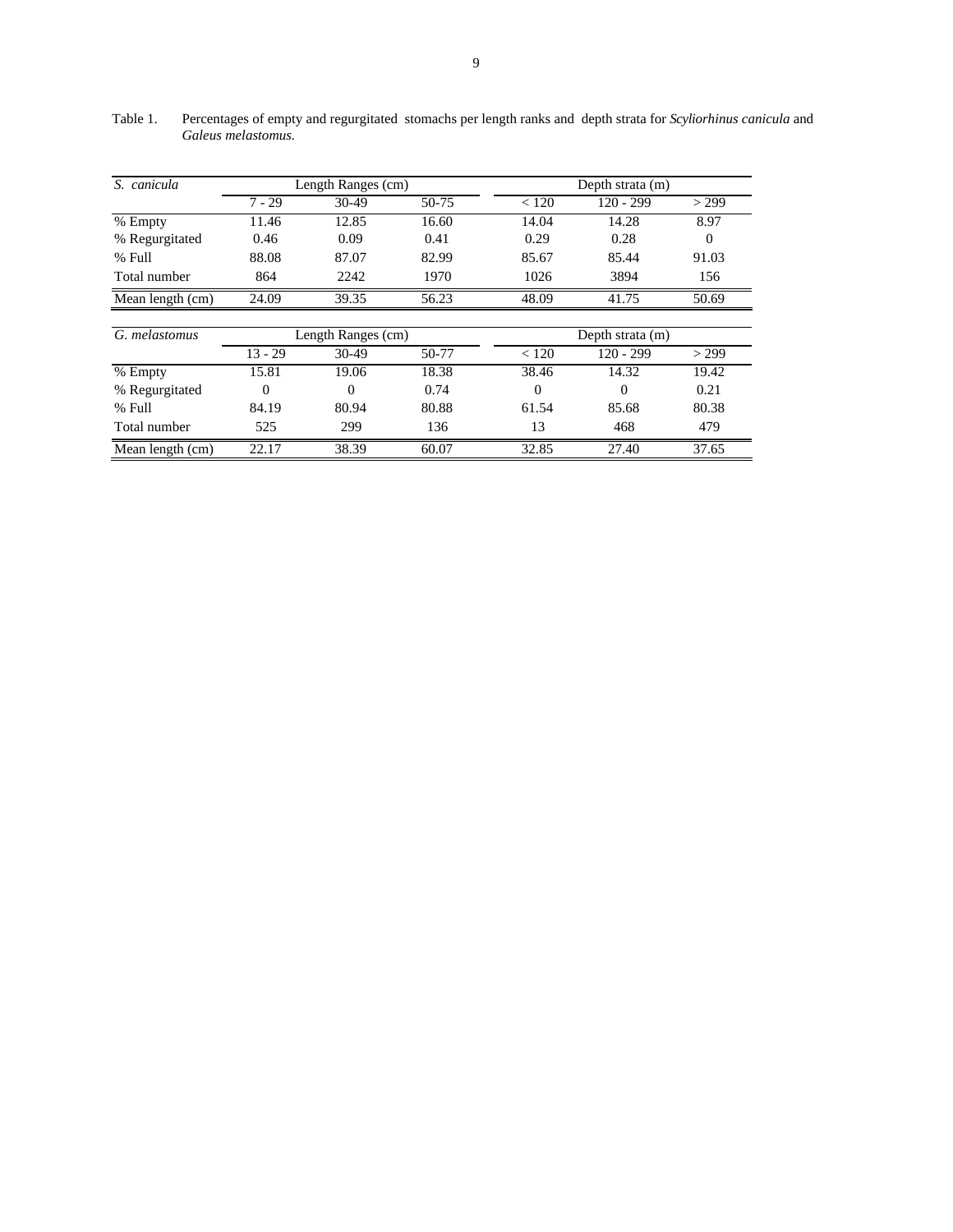Table 1. Percentages of empty and regurgitated stomachs per length ranks and depth strata for *Scyliorhinus canicula* and *Galeus melastomus.*

| *S. canicula* | Length Ranges (cm) | | | Depth strata (m) | | |
|---|---|---|---|---|---|---|
| | 7 - 29 | 30-49 | 50-75 | < 120 | 120 - 299 | > 299 |
| % Empty | 11.46 | 12.85 | 16.60 | 14.04 | 14.28 | 8.97 |
| % Regurgitated | 0.46 | 0.09 | 0.41 | 0.29 | 0.28 | 0 |
| % Full | 88.08 | 87.07 | 82.99 | 85.67 | 85.44 | 91.03 |
| Total number | 864 | 2242 | 1970 | 1026 | 3894 | 156 |
| Mean length (cm) | 24.09 | 39.35 | 56.23 | 48.09 | 41.75 | 50.69 |

| *G. melastomus* | Length Ranges (cm) | | | Depth strata (m) | | |
|---|---|---|---|---|---|---|
| | 13 - 29 | 30-49 | 50-77 | < 120 | 120 - 299 | > 299 |
| % Empty | 15.81 | 19.06 | 18.38 | 38.46 | 14.32 | 19.42 |
| % Regurgitated | 0 | 0 | 0.74 | 0 | 0 | 0.21 |
| % Full | 84.19 | 80.94 | 80.88 | 61.54 | 85.68 | 80.38 |
| Total number | 525 | 299 | 136 | 13 | 468 | 479 |
| Mean length (cm) | 22.17 | 38.39 | 60.07 | 32.85 | 27.40 | 37.65 |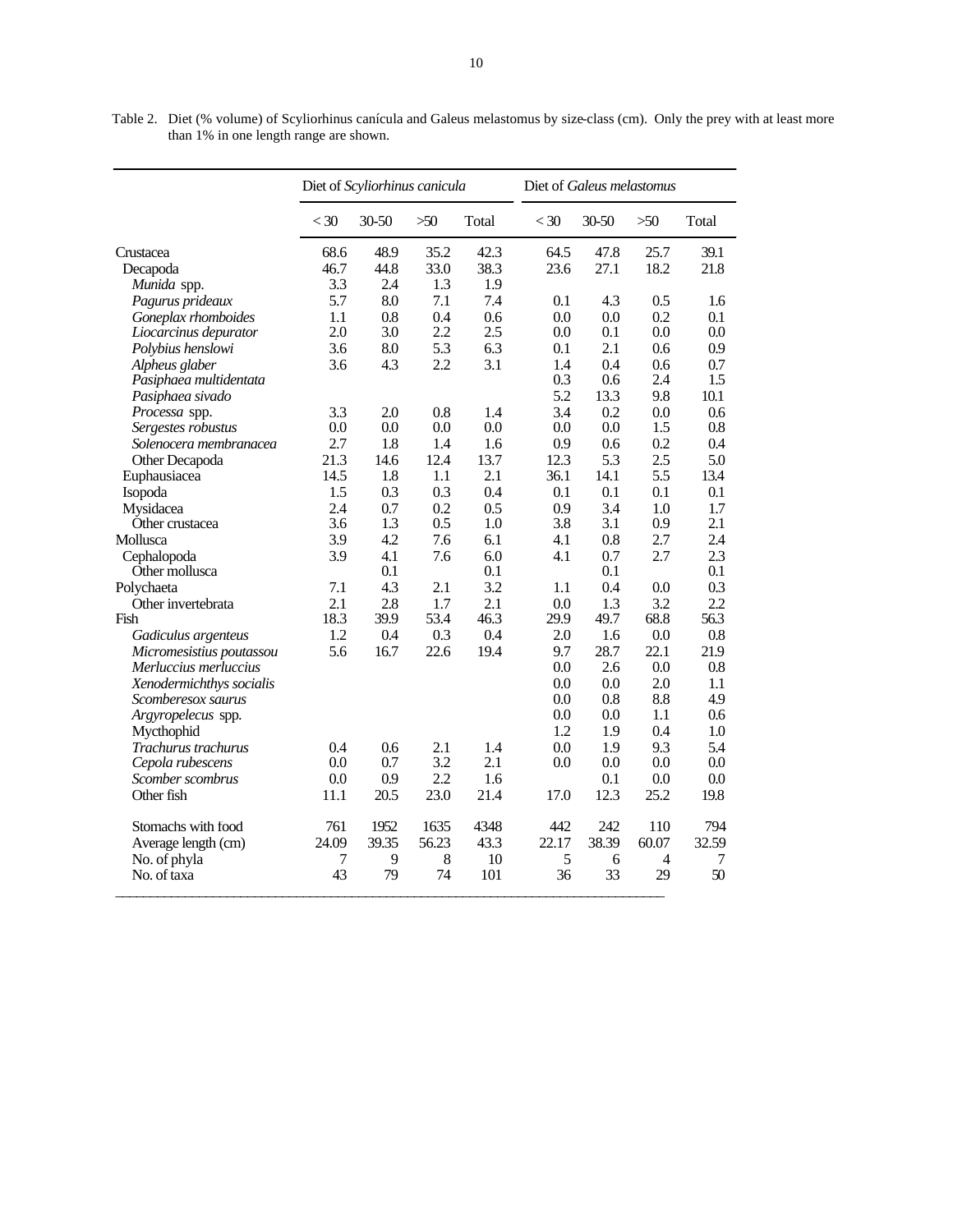Table 2. Diet (% volume) of Scyliorhinus canícula and Galeus melastomus by size-class (cm). Only the prey with at least more than 1% in one length range are shown.

| | Diet of *Scyliorhinus canicula* | | | | Diet of *Galeus melastomus* | | | |
|---|---|---|---|---|---|---|---|---|
| | < 30 | 30-50 | >50 | Total | < 30 | 30-50 | >50 | Total |
| Crustacea | 68.6 | 48.9 | 35.2 | 42.3 | 64.5 | 47.8 | 25.7 | 39.1 |
| Decapoda | 46.7 | 44.8 | 33.0 | 38.3 | 23.6 | 27.1 | 18.2 | 21.8 |
| *Munida* spp. | 3.3 | 2.4 | 1.3 | 1.9 | | | | |
| *Pagurus prideaux* | 5.7 | 8.0 | 7.1 | 7.4 | 0.1 | 4.3 | 0.5 | 1.6 |
| *Goneplax rhomboides* | 1.1 | 0.8 | 0.4 | 0.6 | 0.0 | 0.0 | 0.2 | 0.1 |
| *Liocarcinus depurator* | 2.0 | 3.0 | 2.2 | 2.5 | 0.0 | 0.1 | 0.0 | 0.0 |
| *Polybius henslowi* | 3.6 | 8.0 | 5.3 | 6.3 | 0.1 | 2.1 | 0.6 | 0.9 |
| *Alpheus glaber* | 3.6 | 4.3 | 2.2 | 3.1 | 1.4 | 0.4 | 0.6 | 0.7 |
| *Pasiphaea multidentata* | | | | | 0.3 | 0.6 | 2.4 | 1.5 |
| *Pasiphaea sivado* | | | | | 5.2 | 13.3 | 9.8 | 10.1 |
| *Processa* spp. | 3.3 | 2.0 | 0.8 | 1.4 | 3.4 | 0.2 | 0.0 | 0.6 |
| *Sergestes robustus* | 0.0 | 0.0 | 0.0 | 0.0 | 0.0 | 0.0 | 1.5 | 0.8 |
| *Solenocera membranacea* | 2.7 | 1.8 | 1.4 | 1.6 | 0.9 | 0.6 | 0.2 | 0.4 |
| Other Decapoda | 21.3 | 14.6 | 12.4 | 13.7 | 12.3 | 5.3 | 2.5 | 5.0 |
| Euphausiacea | 14.5 | 1.8 | 1.1 | 2.1 | 36.1 | 14.1 | 5.5 | 13.4 |
| Isopoda | 1.5 | 0.3 | 0.3 | 0.4 | 0.1 | 0.1 | 0.1 | 0.1 |
| Mysidacea | 2.4 | 0.7 | 0.2 | 0.5 | 0.9 | 3.4 | 1.0 | 1.7 |
| Other crustacea | 3.6 | 1.3 | 0.5 | 1.0 | 3.8 | 3.1 | 0.9 | 2.1 |
| Mollusca | 3.9 | 4.2 | 7.6 | 6.1 | 4.1 | 0.8 | 2.7 | 2.4 |
| Cephalopoda | 3.9 | 4.1 | 7.6 | 6.0 | 4.1 | 0.7 | 2.7 | 2.3 |
| Other mollusca | | 0.1 | | 0.1 | | 0.1 | | 0.1 |
| Polychaeta | 7.1 | 4.3 | 2.1 | 3.2 | 1.1 | 0.4 | 0.0 | 0.3 |
| Other invertebrata | 2.1 | 2.8 | 1.7 | 2.1 | 0.0 | 1.3 | 3.2 | 2.2 |
| Fish | 18.3 | 39.9 | 53.4 | 46.3 | 29.9 | 49.7 | 68.8 | 56.3 |
| *Gadiculus argenteus* | 1.2 | 0.4 | 0.3 | 0.4 | 2.0 | 1.6 | 0.0 | 0.8 |
| *Micromesistius poutassou* | 5.6 | 16.7 | 22.6 | 19.4 | 9.7 | 28.7 | 22.1 | 21.9 |
| *Merluccius merluccius* | | | | | 0.0 | 2.6 | 0.0 | 0.8 |
| *Xenodermichthys socialis* | | | | | 0.0 | 0.0 | 2.0 | 1.1 |
| *Scomberesox saurus* | | | | | 0.0 | 0.8 | 8.8 | 4.9 |
| *Argyropelecus* spp. | | | | | 0.0 | 0.0 | 1.1 | 0.6 |
| Mycthophid | | | | | 1.2 | 1.9 | 0.4 | 1.0 |
| *Trachurus trachurus* | 0.4 | 0.6 | 2.1 | 1.4 | 0.0 | 1.9 | 9.3 | 5.4 |
| *Cepola rubescens* | 0.0 | 0.7 | 3.2 | 2.1 | 0.0 | 0.0 | 0.0 | 0.0 |
| *Scomber scombrus* | 0.0 | 0.9 | 2.2 | 1.6 | | 0.1 | 0.0 | 0.0 |
| Other fish | 11.1 | 20.5 | 23.0 | 21.4 | 17.0 | 12.3 | 25.2 | 19.8 |
| Stomachs with food | 761 | 1952 | 1635 | 4348 | 442 | 242 | 110 | 794 |
| Average length (cm) | 24.09 | 39.35 | 56.23 | 43.3 | 22.17 | 38.39 | 60.07 | 32.59 |
| No. of phyla | 7 | 9 | 8 | 10 | 5 | 6 | 4 | 7 |
| No. of taxa | 43 | 79 | 74 | 101 | 36 | 33 | 29 | 50 |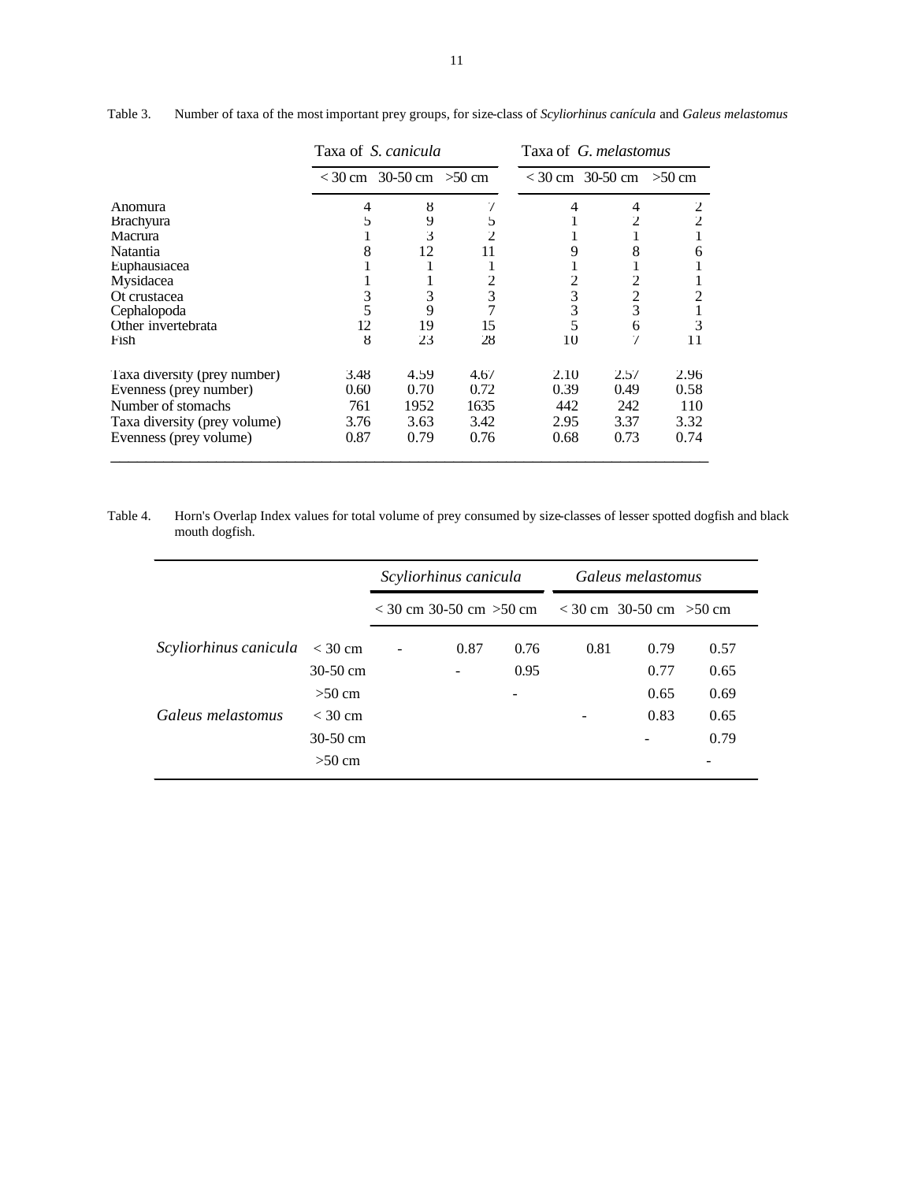Table 3. Number of taxa of the most important prey groups, for size-class of *Scyliorhinus canícula* and *Galeus melastomus*

| | Taxa of *S. canicula* | | | Taxa of *G. melastomus* | | |
|---|---|---|---|---|---|---|
| | < 30 cm | 30-50 cm | >50 cm | < 30 cm | 30-50 cm | >50 cm |
| Anomura | 4 | 8 | 7 | 4 | 4 | 2 |
| Brachyura | 5 | 9 | 5 | 1 | 2 | 2 |
| Macrura | 1 | 3 | 2 | 1 | 1 | 1 |
| Natantia | 8 | 12 | 11 | 9 | 8 | 6 |
| Euphausiacea | 1 | 1 | 1 | 1 | 1 | 1 |
| Mysidacea | 1 | 1 | 2 | 2 | 2 | 1 |
| Ot crustacea | 3 | 3 | 3 | 3 | 2 | 2 |
| Cephalopoda | 5 | 9 | 7 | 3 | 3 | 1 |
| Other invertebrata | 12 | 19 | 15 | 5 | 6 | 3 |
| Fish | 8 | 23 | 28 | 10 | 7 | 11 |
| Taxa diversity (prey number) | 3.48 | 4.59 | 4.67 | 2.10 | 2.57 | 2.96 |
| Evenness (prey number) | 0.60 | 0.70 | 0.72 | 0.39 | 0.49 | 0.58 |
| Number of stomachs | 761 | 1952 | 1635 | 442 | 242 | 110 |
| Taxa diversity (prey volume) | 3.76 | 3.63 | 3.42 | 2.95 | 3.37 | 3.32 |
| Evenness (prey volume) | 0.87 | 0.79 | 0.76 | 0.68 | 0.73 | 0.74 |

Table 4. Horn's Overlap Index values for total volume of prey consumed by size-classes of lesser spotted dogfish and black mouth dogfish.

| | | *Scyliorhinus canicula* | | | *Galeus melastomus* | | |
|---|---|---|---|---|---|---|---|
| | | < 30 cm | 30-50 cm | >50 cm | < 30 cm | 30-50 cm | >50 cm |
| *Scyliorhinus canicula* | < 30 cm | - | 0.87 | 0.76 | 0.81 | 0.79 | 0.57 |
| | 30-50 cm | | - | 0.95 | | 0.77 | 0.65 |
| | >50 cm | | | - | | 0.65 | 0.69 |
| *Galeus melastomus* | < 30 cm | | | | - | 0.83 | 0.65 |
| | 30-50 cm | | | | | - | 0.79 |
| | >50 cm | | | | | | - |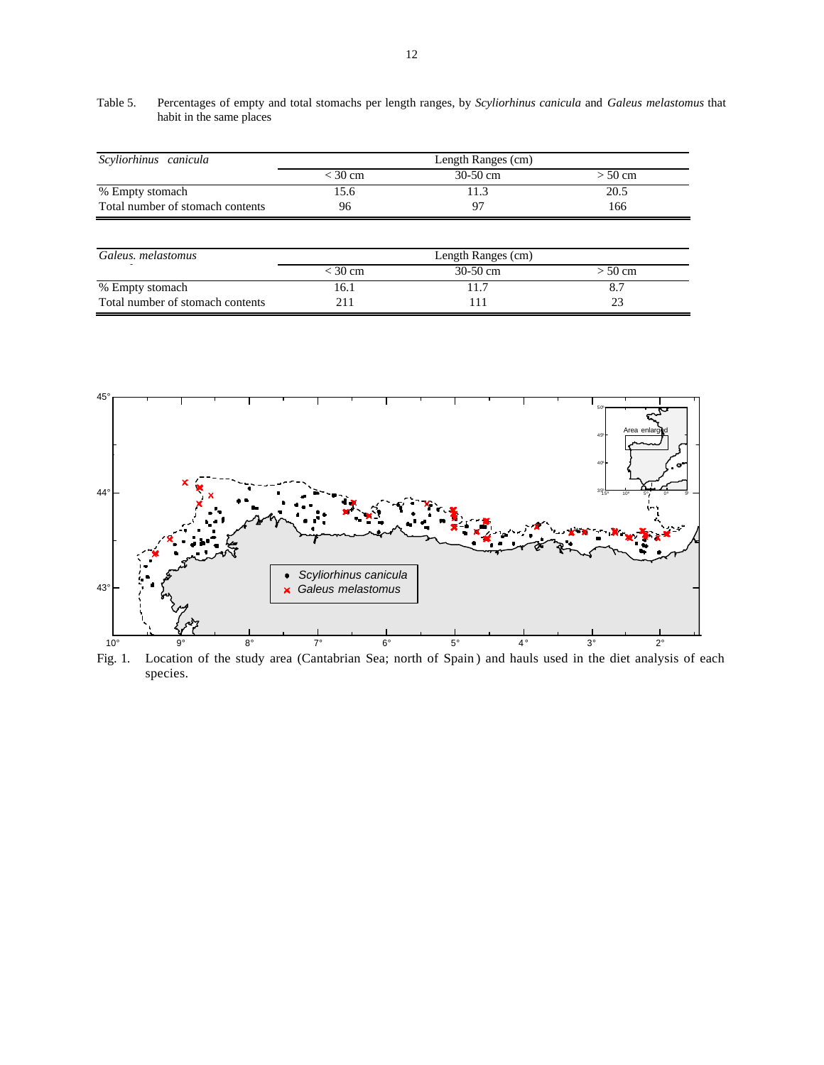Table 5. Percentages of empty and total stomachs per length ranges, by *Scyliorhinus canicula* and *Galeus melastomus* that habit in the same places

| *Scyliorhinus canicula* | Length Ranges (cm) | | |
|---|---|---|---|
| | < 30 cm | 30-50 cm | > 50 cm |
| % Empty stomach | 15.6 | 11.3 | 20.5 |
| Total number of stomach contents | 96 | 97 | 166 |

| *Galeus. melastomus* | Length Ranges (cm) | | |
|---|---|---|---|
| | < 30 cm | 30-50 cm | > 50 cm |
| % Empty stomach | 16.1 | 11.7 | 8.7 |
| Total number of stomach contents | 211 | 111 | 23 |

Fig. 1. Location of the study area (Cantabrian Sea; north of Spain) and hauls used in the diet analysis of each species.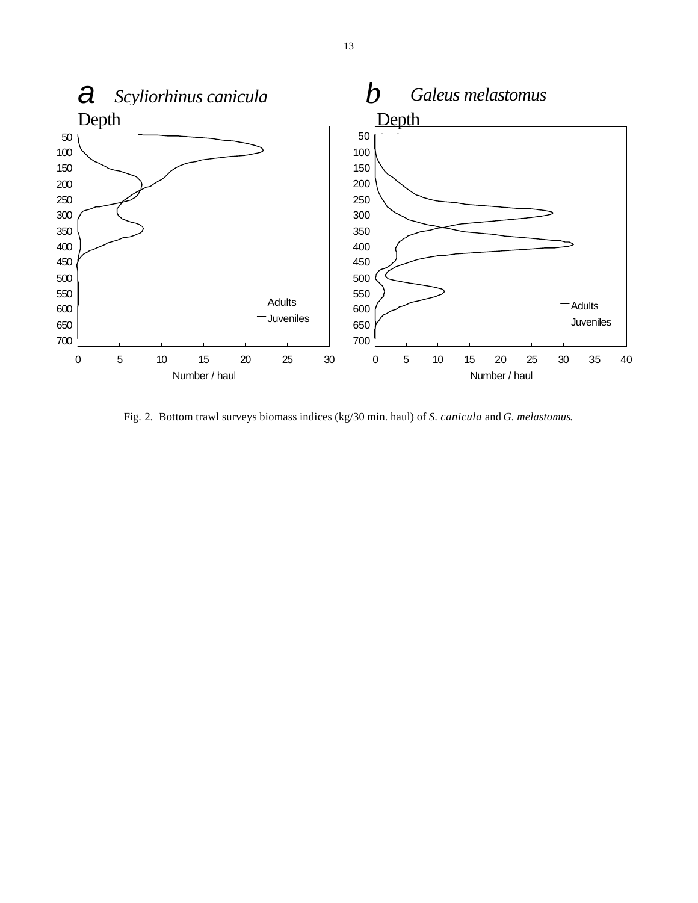a *Scyliorhinus canicula*

b *Galeus melastomus*

Fig. 2. Bottom trawl surveys biomass indices (kg/30 min. haul) of *S. canicula* and *G. melastomus*.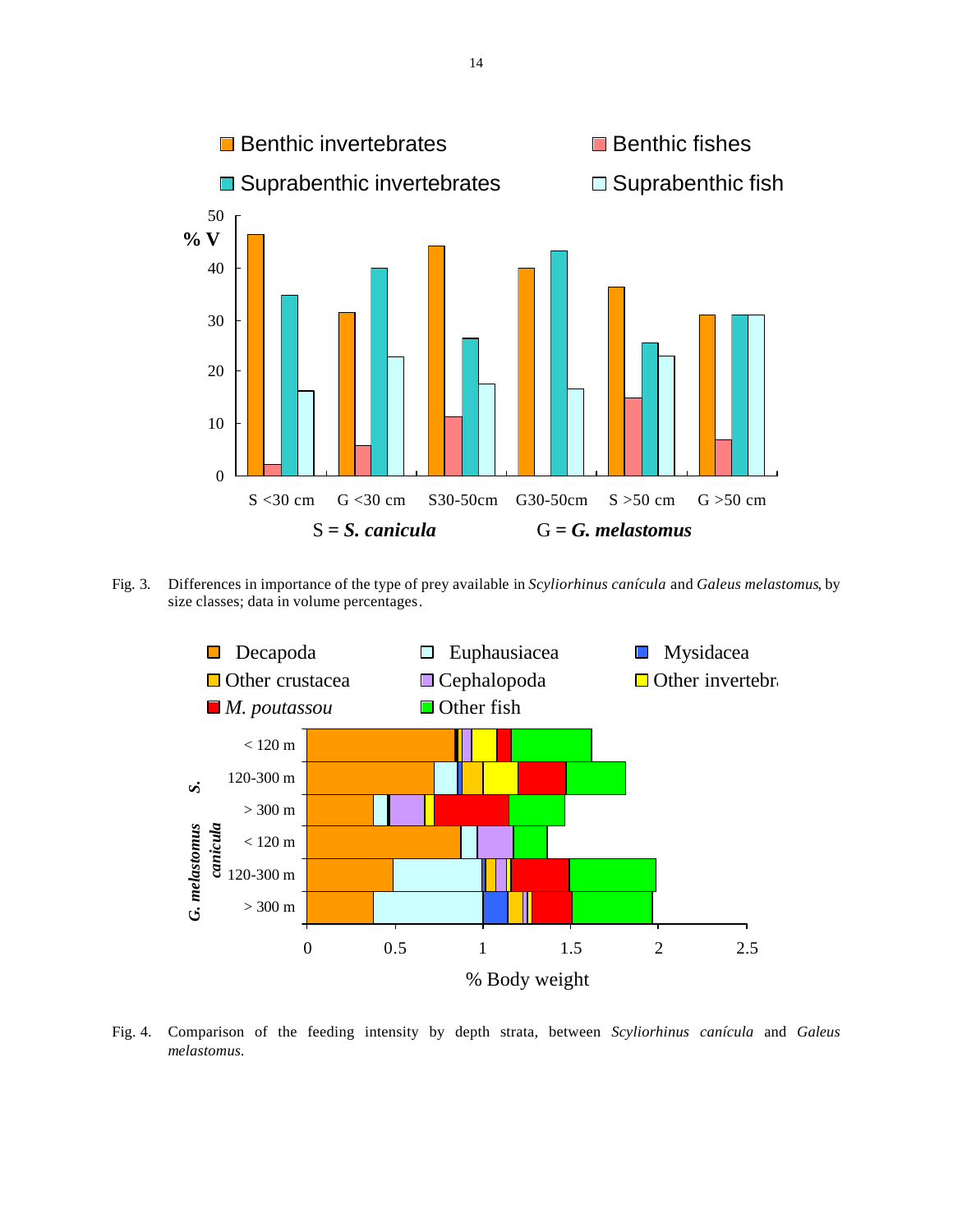Benthic invertebrates
Benthic fishes
Suprabenthic invertebrates
Suprabenthic fish

% V

0
10
20
30
40
50

S <30 cm
G <30 cm
S30-50cm
G30-50cm
S >50 cm
G >50 cm

S = *S. canicula*
G = *G. melastomus*

Fig. 3. Differences in importance of the type of prey available in *Scyliorhinus canícula* and *Galeus melastomus*, by size classes; data in volume percentages.

Decapoda
Euphausiacea
Mysidacea
Other crustacea
Cephalopoda
Other invertebr.
*M. poutassou*
Other fish

*S. canicula*
< 120 m
120-300 m
> 300 m

*G. melastomus*
< 120 m
120-300 m
> 300 m

0
0.5
1
1.5
2
2.5

% Body weight

Fig. 4. Comparison of the feeding intensity by depth strata, between *Scyliorhinus canícula* and *Galeus melastomus*.